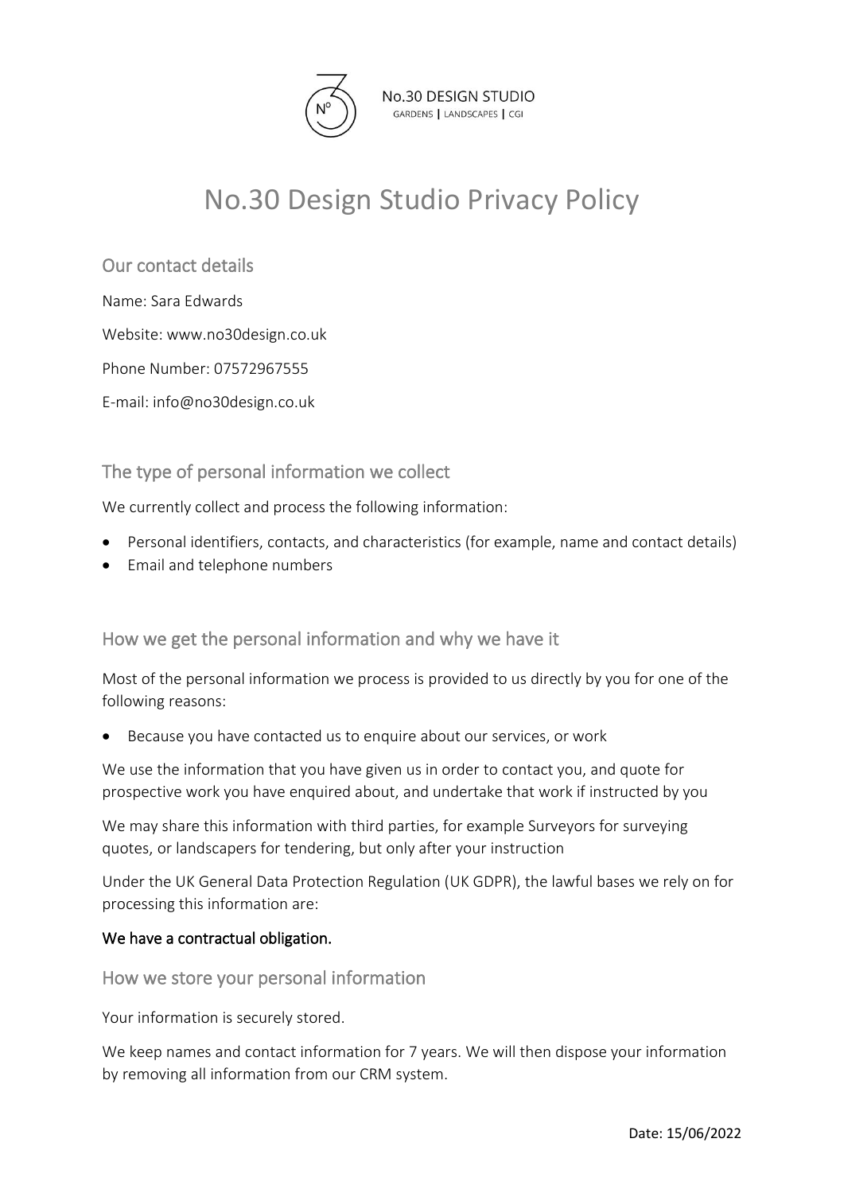No.30 DESIGN STUDIO
GARDENS | LANDSCAPES | CGI

# No.30 Design Studio Privacy Policy

## Our contact details

Name: Sara Edwards

Website: www.no30design.co.uk

Phone Number: 07572967555

E-mail: info@no30design.co.uk

## The type of personal information we collect

We currently collect and process the following information:

- Personal identifiers, contacts, and characteristics (for example, name and contact details)
- Email and telephone numbers

## How we get the personal information and why we have it

Most of the personal information we process is provided to us directly by you for one of the following reasons:

- Because you have contacted us to enquire about our services, or work

We use the information that you have given us in order to contact you, and quote for prospective work you have enquired about, and undertake that work if instructed by you

We may share this information with third parties, for example Surveyors for surveying quotes, or landscapers for tendering, but only after your instruction

Under the UK General Data Protection Regulation (UK GDPR), the lawful bases we rely on for processing this information are:

**We have a contractual obligation.**

## How we store your personal information

Your information is securely stored.

We keep names and contact information for 7 years. We will then dispose your information by removing all information from our CRM system.

Date: 15/06/2022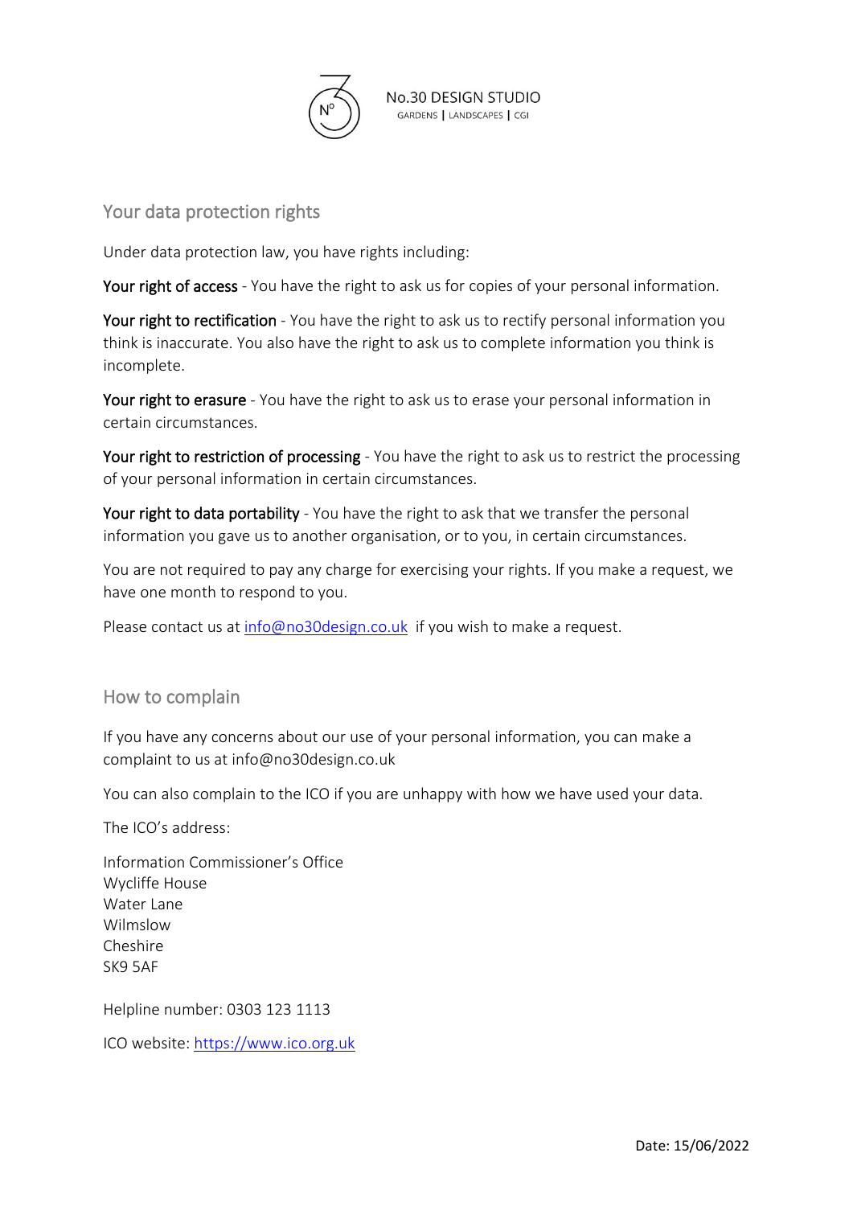No.30 DESIGN STUDIO
GARDENS | LANDSCAPES | CGI

## Your data protection rights

Under data protection law, you have rights including:

**Your right of access** - You have the right to ask us for copies of your personal information.

**Your right to rectification** - You have the right to ask us to rectify personal information you think is inaccurate. You also have the right to ask us to complete information you think is incomplete.

**Your right to erasure** - You have the right to ask us to erase your personal information in certain circumstances.

**Your right to restriction of processing** - You have the right to ask us to restrict the processing of your personal information in certain circumstances.

**Your right to data portability** - You have the right to ask that we transfer the personal information you gave us to another organisation, or to you, in certain circumstances.

You are not required to pay any charge for exercising your rights. If you make a request, we have one month to respond to you.

Please contact us at info@no30design.co.uk if you wish to make a request.

## How to complain

If you have any concerns about our use of your personal information, you can make a complaint to us at info@no30design.co.uk

You can also complain to the ICO if you are unhappy with how we have used your data.

The ICO's address:

Information Commissioner's Office
Wycliffe House
Water Lane
Wilmslow
Cheshire
SK9 5AF

Helpline number: 0303 123 1113

ICO website: https://www.ico.org.uk

Date: 15/06/2022